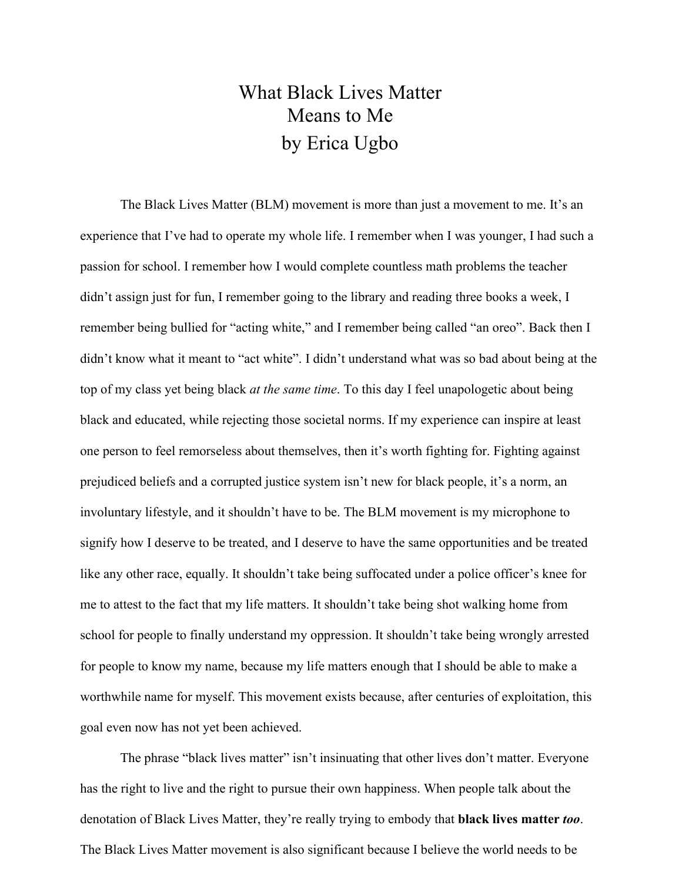# What Black Lives Matter Means to Me
## by Erica Ugbo

The Black Lives Matter (BLM) movement is more than just a movement to me. It's an experience that I've had to operate my whole life. I remember when I was younger, I had such a passion for school. I remember how I would complete countless math problems the teacher didn't assign just for fun, I remember going to the library and reading three books a week, I remember being bullied for "acting white," and I remember being called "an oreo". Back then I didn't know what it meant to "act white". I didn't understand what was so bad about being at the top of my class yet being black *at the same time*. To this day I feel unapologetic about being black and educated, while rejecting those societal norms. If my experience can inspire at least one person to feel remorseless about themselves, then it's worth fighting for. Fighting against prejudiced beliefs and a corrupted justice system isn't new for black people, it's a norm, an involuntary lifestyle, and it shouldn't have to be. The BLM movement is my microphone to signify how I deserve to be treated, and I deserve to have the same opportunities and be treated like any other race, equally. It shouldn't take being suffocated under a police officer's knee for me to attest to the fact that my life matters. It shouldn't take being shot walking home from school for people to finally understand my oppression. It shouldn't take being wrongly arrested for people to know my name, because my life matters enough that I should be able to make a worthwhile name for myself. This movement exists because, after centuries of exploitation, this goal even now has not yet been achieved.

The phrase "black lives matter" isn't insinuating that other lives don't matter. Everyone has the right to live and the right to pursue their own happiness. When people talk about the denotation of Black Lives Matter, they're really trying to embody that **black lives matter *too***. The Black Lives Matter movement is also significant because I believe the world needs to be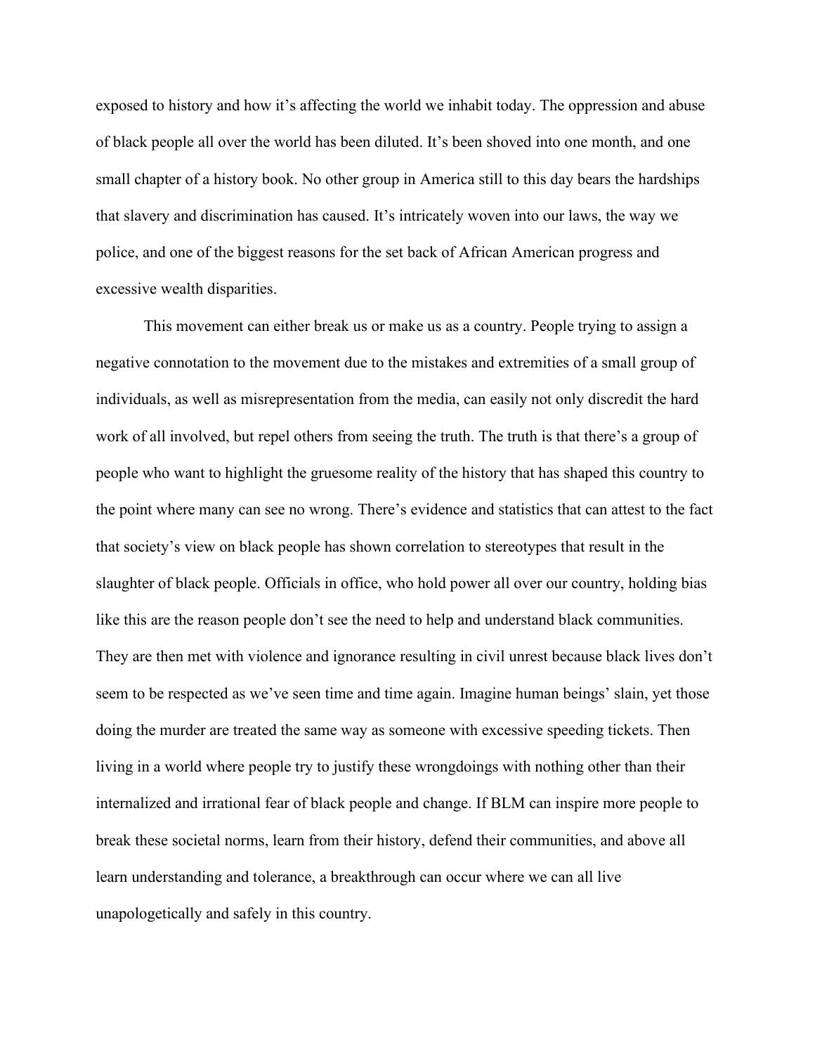exposed to history and how it's affecting the world we inhabit today. The oppression and abuse of black people all over the world has been diluted. It's been shoved into one month, and one small chapter of a history book. No other group in America still to this day bears the hardships that slavery and discrimination has caused. It's intricately woven into our laws, the way we police, and one of the biggest reasons for the set back of African American progress and excessive wealth disparities.

This movement can either break us or make us as a country. People trying to assign a negative connotation to the movement due to the mistakes and extremities of a small group of individuals, as well as misrepresentation from the media, can easily not only discredit the hard work of all involved, but repel others from seeing the truth. The truth is that there's a group of people who want to highlight the gruesome reality of the history that has shaped this country to the point where many can see no wrong. There's evidence and statistics that can attest to the fact that society's view on black people has shown correlation to stereotypes that result in the slaughter of black people. Officials in office, who hold power all over our country, holding bias like this are the reason people don't see the need to help and understand black communities. They are then met with violence and ignorance resulting in civil unrest because black lives don't seem to be respected as we've seen time and time again. Imagine human beings' slain, yet those doing the murder are treated the same way as someone with excessive speeding tickets. Then living in a world where people try to justify these wrongdoings with nothing other than their internalized and irrational fear of black people and change. If BLM can inspire more people to break these societal norms, learn from their history, defend their communities, and above all learn understanding and tolerance, a breakthrough can occur where we can all live unapologetically and safely in this country.